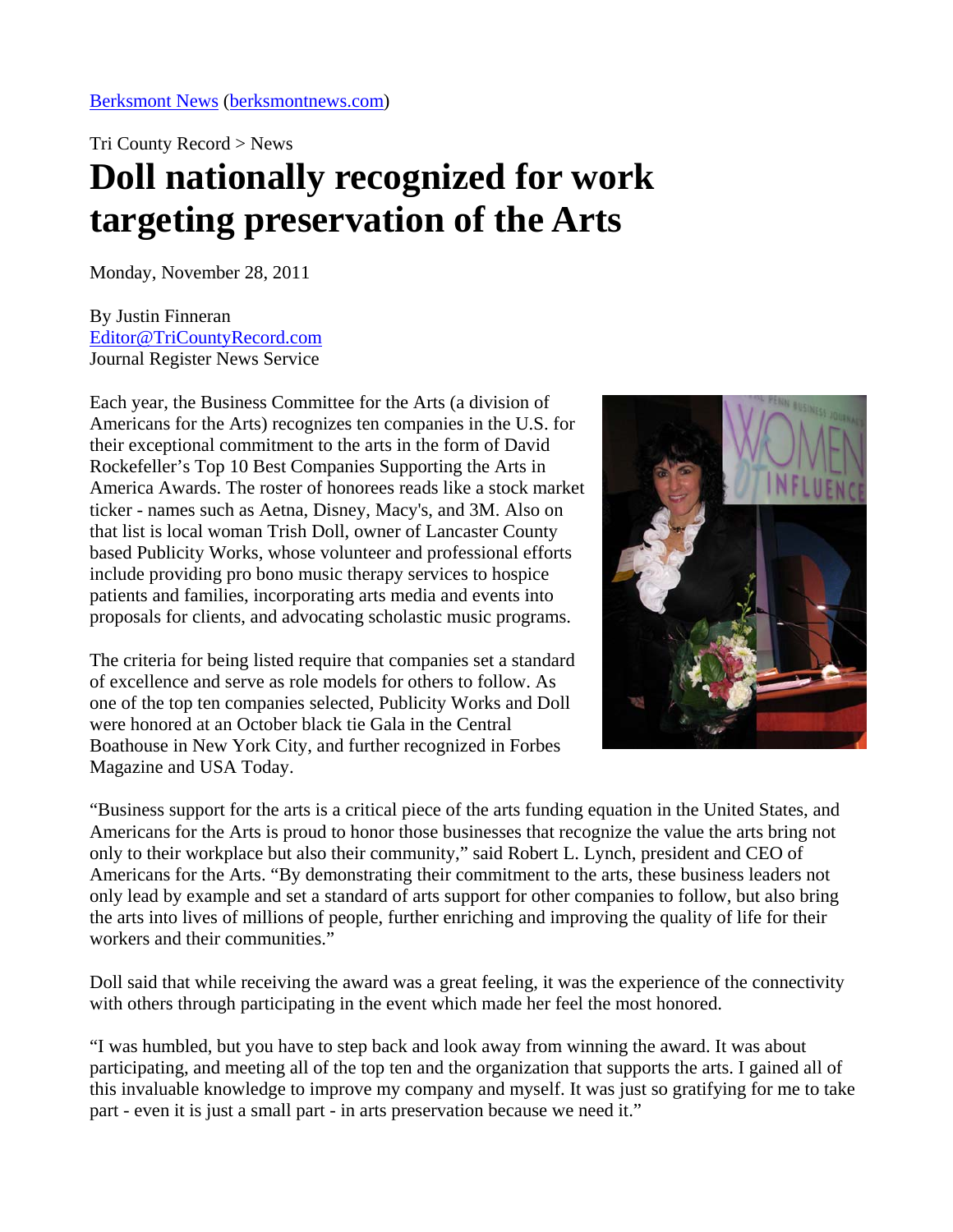Berksmont News (berksmontnews.com)

Tri County Record > News

# Doll nationally recognized for work targeting preservation of the Arts

Monday, November 28, 2011

By Justin Finneran
Editor@TriCountyRecord.com
Journal Register News Service

Each year, the Business Committee for the Arts (a division of Americans for the Arts) recognizes ten companies in the U.S. for their exceptional commitment to the arts in the form of David Rockefeller's Top 10 Best Companies Supporting the Arts in America Awards. The roster of honorees reads like a stock market ticker - names such as Aetna, Disney, Macy's, and 3M. Also on that list is local woman Trish Doll, owner of Lancaster County based Publicity Works, whose volunteer and professional efforts include providing pro bono music therapy services to hospice patients and families, incorporating arts media and events into proposals for clients, and advocating scholastic music programs.

The criteria for being listed require that companies set a standard of excellence and serve as role models for others to follow. As one of the top ten companies selected, Publicity Works and Doll were honored at an October black tie Gala in the Central Boathouse in New York City, and further recognized in Forbes Magazine and USA Today.

"Business support for the arts is a critical piece of the arts funding equation in the United States, and Americans for the Arts is proud to honor those businesses that recognize the value the arts bring not only to their workplace but also their community," said Robert L. Lynch, president and CEO of Americans for the Arts. "By demonstrating their commitment to the arts, these business leaders not only lead by example and set a standard of arts support for other companies to follow, but also bring the arts into lives of millions of people, further enriching and improving the quality of life for their workers and their communities."

Doll said that while receiving the award was a great feeling, it was the experience of the connectivity with others through participating in the event which made her feel the most honored.

"I was humbled, but you have to step back and look away from winning the award. It was about participating, and meeting all of the top ten and the organization that supports the arts. I gained all of this invaluable knowledge to improve my company and myself. It was just so gratifying for me to take part - even it is just a small part - in arts preservation because we need it."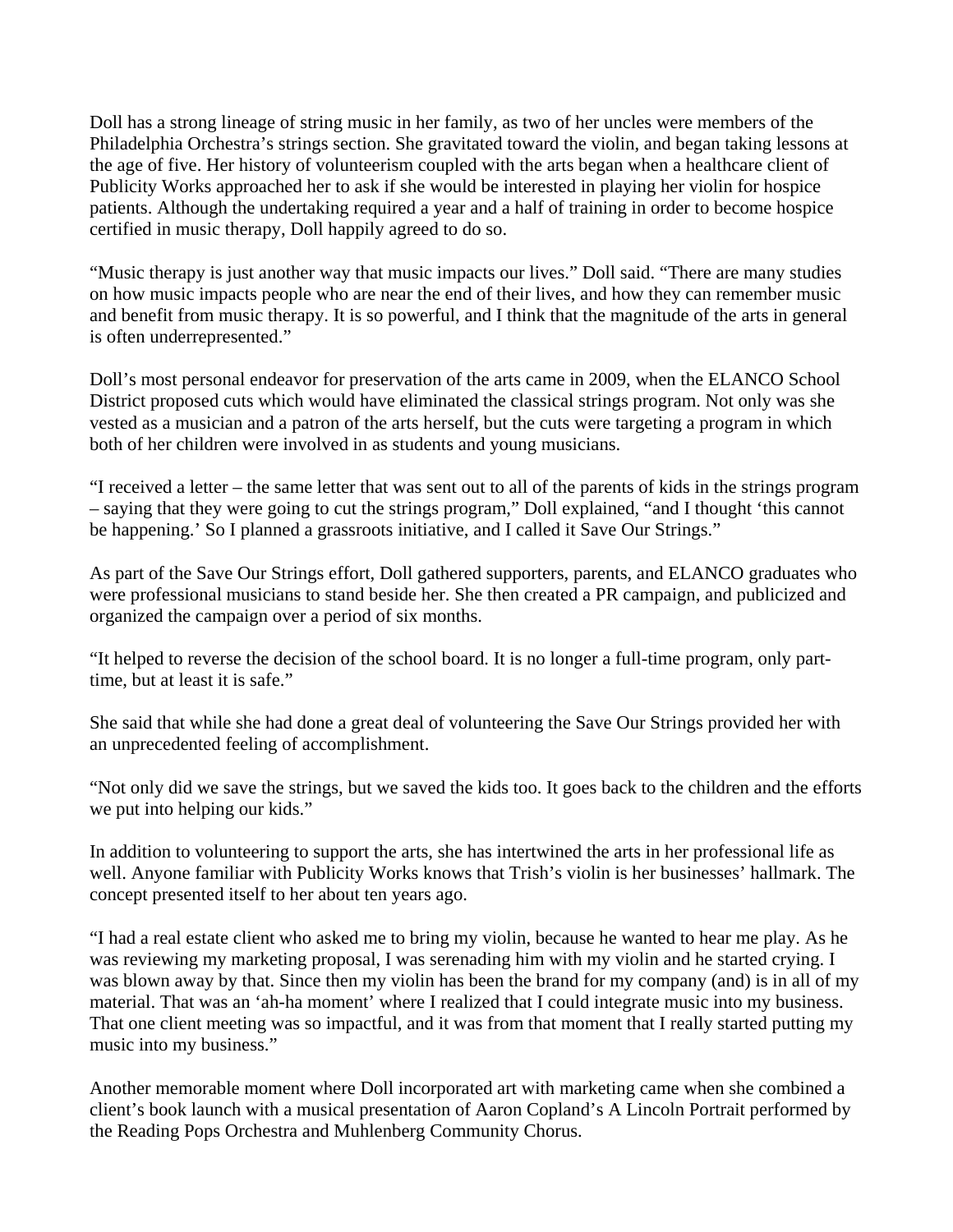Doll has a strong lineage of string music in her family, as two of her uncles were members of the Philadelphia Orchestra's strings section. She gravitated toward the violin, and began taking lessons at the age of five. Her history of volunteerism coupled with the arts began when a healthcare client of Publicity Works approached her to ask if she would be interested in playing her violin for hospice patients. Although the undertaking required a year and a half of training in order to become hospice certified in music therapy, Doll happily agreed to do so.

"Music therapy is just another way that music impacts our lives." Doll said. "There are many studies on how music impacts people who are near the end of their lives, and how they can remember music and benefit from music therapy. It is so powerful, and I think that the magnitude of the arts in general is often underrepresented."

Doll's most personal endeavor for preservation of the arts came in 2009, when the ELANCO School District proposed cuts which would have eliminated the classical strings program. Not only was she vested as a musician and a patron of the arts herself, but the cuts were targeting a program in which both of her children were involved in as students and young musicians.

"I received a letter – the same letter that was sent out to all of the parents of kids in the strings program – saying that they were going to cut the strings program," Doll explained, "and I thought 'this cannot be happening.' So I planned a grassroots initiative, and I called it Save Our Strings."

As part of the Save Our Strings effort, Doll gathered supporters, parents, and ELANCO graduates who were professional musicians to stand beside her. She then created a PR campaign, and publicized and organized the campaign over a period of six months.

"It helped to reverse the decision of the school board. It is no longer a full-time program, only part-time, but at least it is safe."

She said that while she had done a great deal of volunteering the Save Our Strings provided her with an unprecedented feeling of accomplishment.

"Not only did we save the strings, but we saved the kids too. It goes back to the children and the efforts we put into helping our kids."

In addition to volunteering to support the arts, she has intertwined the arts in her professional life as well. Anyone familiar with Publicity Works knows that Trish's violin is her businesses' hallmark. The concept presented itself to her about ten years ago.

"I had a real estate client who asked me to bring my violin, because he wanted to hear me play. As he was reviewing my marketing proposal, I was serenading him with my violin and he started crying. I was blown away by that. Since then my violin has been the brand for my company (and) is in all of my material. That was an 'ah-ha moment' where I realized that I could integrate music into my business. That one client meeting was so impactful, and it was from that moment that I really started putting my music into my business."

Another memorable moment where Doll incorporated art with marketing came when she combined a client's book launch with a musical presentation of Aaron Copland's A Lincoln Portrait performed by the Reading Pops Orchestra and Muhlenberg Community Chorus.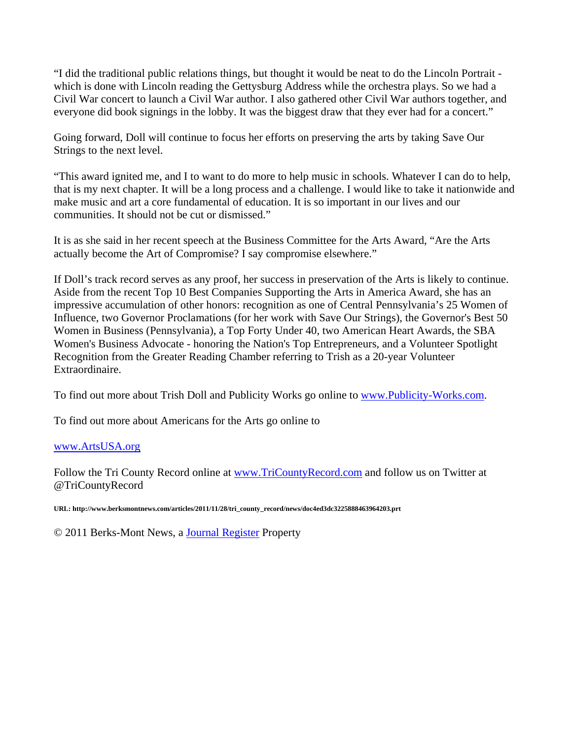"I did the traditional public relations things, but thought it would be neat to do the Lincoln Portrait - which is done with Lincoln reading the Gettysburg Address while the orchestra plays. So we had a Civil War concert to launch a Civil War author. I also gathered other Civil War authors together, and everyone did book signings in the lobby. It was the biggest draw that they ever had for a concert."

Going forward, Doll will continue to focus her efforts on preserving the arts by taking Save Our Strings to the next level.

"This award ignited me, and I to want to do more to help music in schools. Whatever I can do to help, that is my next chapter. It will be a long process and a challenge. I would like to take it nationwide and make music and art a core fundamental of education. It is so important in our lives and our communities. It should not be cut or dismissed."

It is as she said in her recent speech at the Business Committee for the Arts Award, "Are the Arts actually become the Art of Compromise? I say compromise elsewhere."

If Doll's track record serves as any proof, her success in preservation of the Arts is likely to continue. Aside from the recent Top 10 Best Companies Supporting the Arts in America Award, she has an impressive accumulation of other honors: recognition as one of Central Pennsylvania's 25 Women of Influence, two Governor Proclamations (for her work with Save Our Strings), the Governor's Best 50 Women in Business (Pennsylvania), a Top Forty Under 40, two American Heart Awards, the SBA Women's Business Advocate - honoring the Nation's Top Entrepreneurs, and a Volunteer Spotlight Recognition from the Greater Reading Chamber referring to Trish as a 20-year Volunteer Extraordinaire.

To find out more about Trish Doll and Publicity Works go online to [www.Publicity-Works.com](http://www.Publicity-Works.com).

To find out more about Americans for the Arts go online to

[www.ArtsUSA.org](http://www.ArtsUSA.org)

Follow the Tri County Record online at [www.TriCountyRecord.com](http://www.TriCountyRecord.com) and follow us on Twitter at @TriCountyRecord

**URL: http://www.berksmontnews.com/articles/2011/11/28/tri_county_record/news/doc4ed3dc3225888463964203.prt**

© 2011 Berks-Mont News, a Journal Register Property